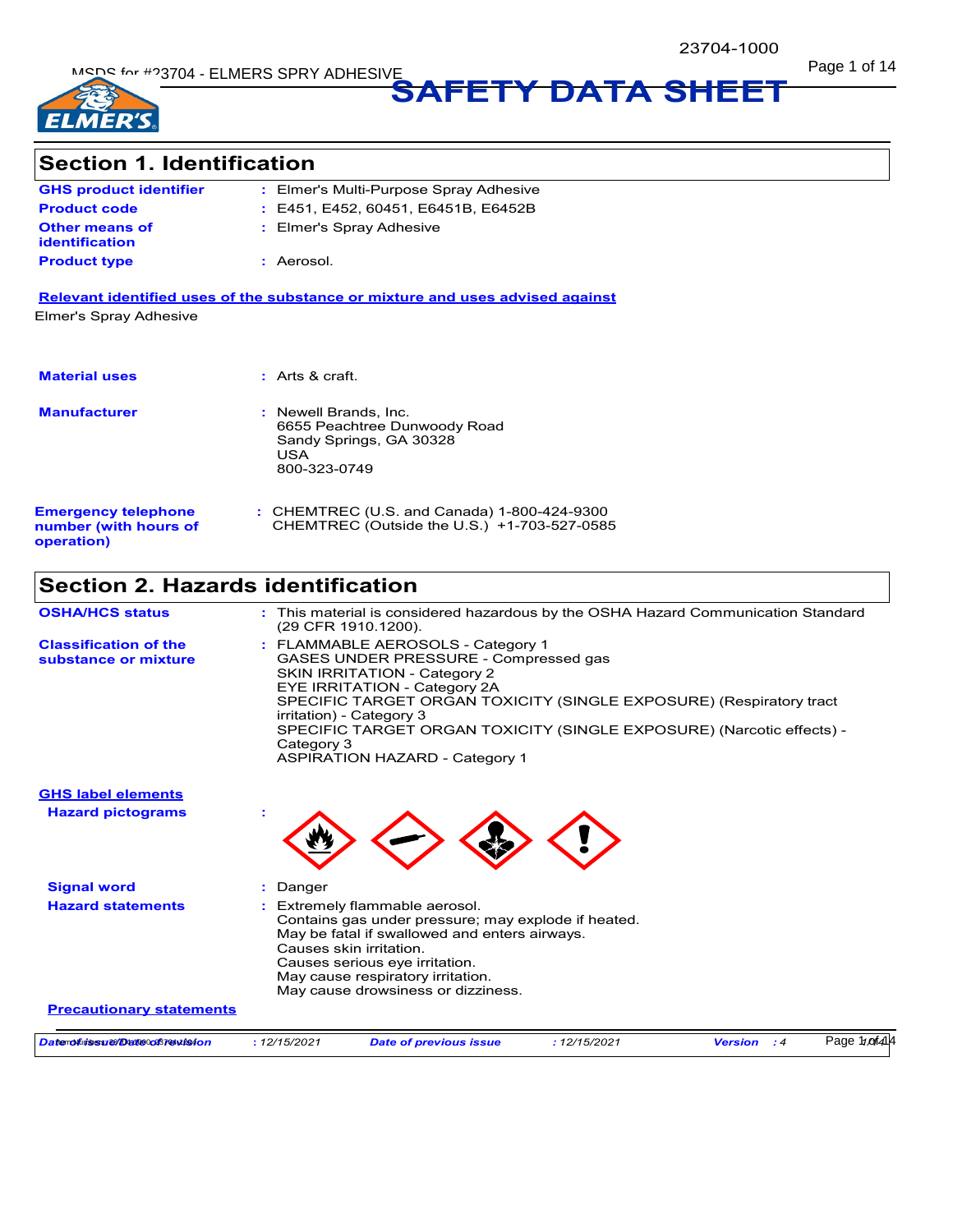# SAFETY DATA SHEET

## Section 1. Identification

| | | |
|---|---|---|
| **GHS product identifier** | : | Elmer's Multi-Purpose Spray Adhesive |
| **Product code** | : | E451, E452, 60451, E6451B, E6452B |
| **Other means of identification** | : | Elmer's Spray Adhesive |
| **Product type** | : | Aerosol. |

**Relevant identified uses of the substance or mixture and uses advised against**

Elmer's Spray Adhesive

| | | |
|---|---|---|
| **Material uses** | : | Arts & craft. |
| **Manufacturer** | : | Newell Brands, Inc.<br>6655 Peachtree Dunwoody Road<br>Sandy Springs, GA 30328<br>USA<br>800-323-0749 |
| **Emergency telephone number (with hours of operation)** | : | CHEMTREC (U.S. and Canada) 1-800-424-9300<br>CHEMTREC (Outside the U.S.) +1-703-527-0585 |

## Section 2. Hazards identification

| | | |
|---|---|---|
| **OSHA/HCS status** | : | This material is considered hazardous by the OSHA Hazard Communication Standard (29 CFR 1910.1200). |
| **Classification of the substance or mixture** | : | FLAMMABLE AEROSOLS - Category 1<br>GASES UNDER PRESSURE - Compressed gas<br>SKIN IRRITATION - Category 2<br>EYE IRRITATION - Category 2A<br>SPECIFIC TARGET ORGAN TOXICITY (SINGLE EXPOSURE) (Respiratory tract irritation) - Category 3<br>SPECIFIC TARGET ORGAN TOXICITY (SINGLE EXPOSURE) (Narcotic effects) - Category 3<br>ASPIRATION HAZARD - Category 1 |

**GHS label elements**

| | | |
|---|---|---|
| **Hazard pictograms** | : | |
| **Signal word** | : | Danger |
| **Hazard statements** | : | Extremely flammable aerosol.<br>Contains gas under pressure; may explode if heated.<br>May be fatal if swallowed and enters airways.<br>Causes skin irritation.<br>Causes serious eye irritation.<br>May cause respiratory irritation.<br>May cause drowsiness or dizziness. |

**Precautionary statements**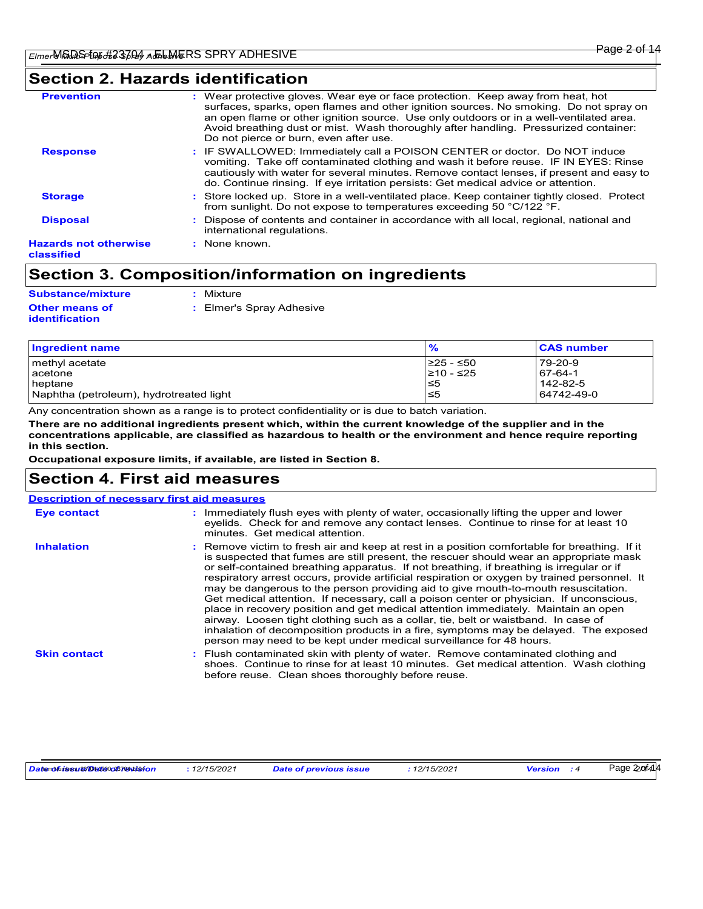## Section 2. Hazards identification

**Prevention** : Wear protective gloves. Wear eye or face protection. Keep away from heat, hot surfaces, sparks, open flames and other ignition sources. No smoking. Do not spray on an open flame or other ignition source. Use only outdoors or in a well-ventilated area. Avoid breathing dust or mist. Wash thoroughly after handling. Pressurized container: Do not pierce or burn, even after use.

**Response** : IF SWALLOWED: Immediately call a POISON CENTER or doctor. Do NOT induce vomiting. Take off contaminated clothing and wash it before reuse. IF IN EYES: Rinse cautiously with water for several minutes. Remove contact lenses, if present and easy to do. Continue rinsing. If eye irritation persists: Get medical advice or attention.

**Storage** : Store locked up. Store in a well-ventilated place. Keep container tightly closed. Protect from sunlight. Do not expose to temperatures exceeding 50 °C/122 °F.

**Disposal** : Dispose of contents and container in accordance with all local, regional, national and international regulations.

**Hazards not otherwise classified** : None known.

## Section 3. Composition/information on ingredients

**Substance/mixture** : Mixture

**Other means of identification** : Elmer's Spray Adhesive

| Ingredient name | % | CAS number |
|---|---|---|
| methyl acetate | ≥25 - ≤50 | 79-20-9 |
| acetone | ≥10 - ≤25 | 67-64-1 |
| heptane | ≤5 | 142-82-5 |
| Naphtha (petroleum), hydrotreated light | ≤5 | 64742-49-0 |

Any concentration shown as a range is to protect confidentiality or is due to batch variation.

**There are no additional ingredients present which, within the current knowledge of the supplier and in the concentrations applicable, are classified as hazardous to health or the environment and hence require reporting in this section.**

**Occupational exposure limits, if available, are listed in Section 8.**

## Section 4. First aid measures

**Description of necessary first aid measures**

**Eye contact** : Immediately flush eyes with plenty of water, occasionally lifting the upper and lower eyelids. Check for and remove any contact lenses. Continue to rinse for at least 10 minutes. Get medical attention.

**Inhalation** : Remove victim to fresh air and keep at rest in a position comfortable for breathing. If it is suspected that fumes are still present, the rescuer should wear an appropriate mask or self-contained breathing apparatus. If not breathing, if breathing is irregular or if respiratory arrest occurs, provide artificial respiration or oxygen by trained personnel. It may be dangerous to the person providing aid to give mouth-to-mouth resuscitation. Get medical attention. If necessary, call a poison center or physician. If unconscious, place in recovery position and get medical attention immediately. Maintain an open airway. Loosen tight clothing such as a collar, tie, belt or waistband. In case of inhalation of decomposition products in a fire, symptoms may be delayed. The exposed person may need to be kept under medical surveillance for 48 hours.

**Skin contact** : Flush contaminated skin with plenty of water. Remove contaminated clothing and shoes. Continue to rinse for at least 10 minutes. Get medical attention. Wash clothing before reuse. Clean shoes thoroughly before reuse.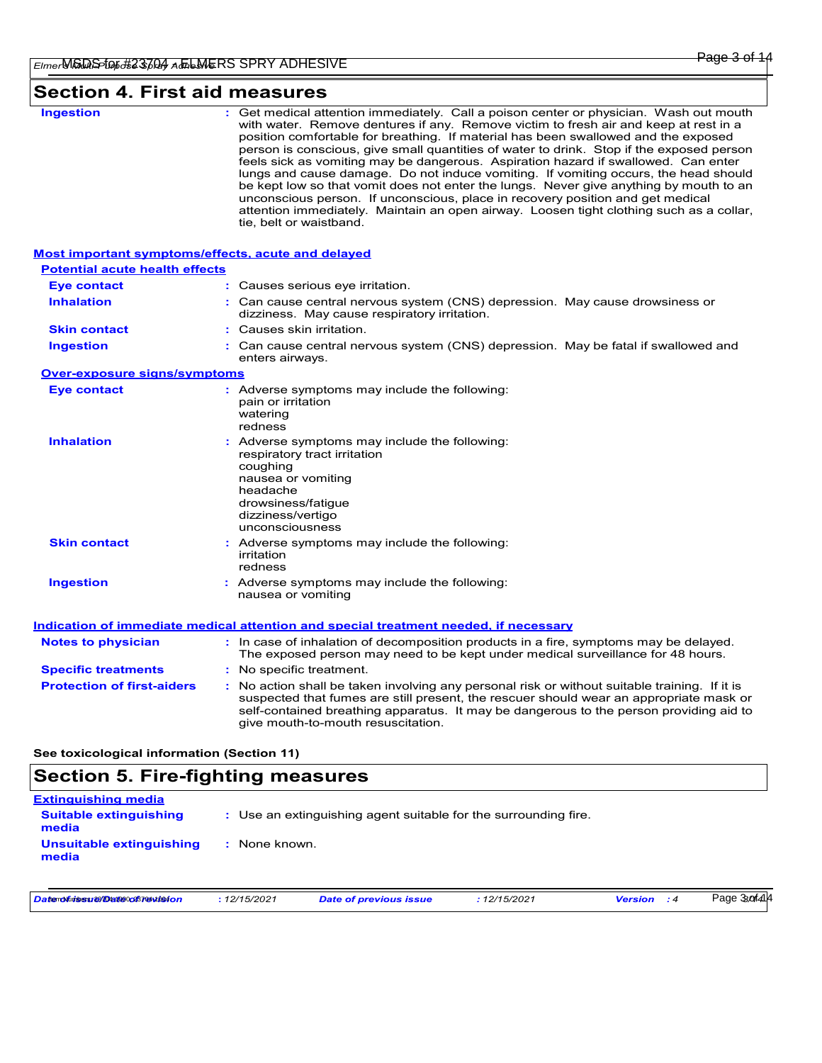## Section 4. First aid measures

**Ingestion** : Get medical attention immediately. Call a poison center or physician. Wash out mouth with water. Remove dentures if any. Remove victim to fresh air and keep at rest in a position comfortable for breathing. If material has been swallowed and the exposed person is conscious, give small quantities of water to drink. Stop if the exposed person feels sick as vomiting may be dangerous. Aspiration hazard if swallowed. Can enter lungs and cause damage. Do not induce vomiting. If vomiting occurs, the head should be kept low so that vomit does not enter the lungs. Never give anything by mouth to an unconscious person. If unconscious, place in recovery position and get medical attention immediately. Maintain an open airway. Loosen tight clothing such as a collar, tie, belt or waistband.

### Most important symptoms/effects, acute and delayed

**Potential acute health effects**

**Eye contact** : Causes serious eye irritation.

**Inhalation** : Can cause central nervous system (CNS) depression. May cause drowsiness or dizziness. May cause respiratory irritation.

**Skin contact** : Causes skin irritation.

**Ingestion** : Can cause central nervous system (CNS) depression. May be fatal if swallowed and enters airways.

**Over-exposure signs/symptoms**

**Eye contact** : Adverse symptoms may include the following:
pain or irritation
watering
redness

**Inhalation** : Adverse symptoms may include the following:
respiratory tract irritation
coughing
nausea or vomiting
headache
drowsiness/fatigue
dizziness/vertigo
unconsciousness

**Skin contact** : Adverse symptoms may include the following:
irritation
redness

**Ingestion** : Adverse symptoms may include the following:
nausea or vomiting

### Indication of immediate medical attention and special treatment needed, if necessary

**Notes to physician** : In case of inhalation of decomposition products in a fire, symptoms may be delayed. The exposed person may need to be kept under medical surveillance for 48 hours.

**Specific treatments** : No specific treatment.

**Protection of first-aiders** : No action shall be taken involving any personal risk or without suitable training. If it is suspected that fumes are still present, the rescuer should wear an appropriate mask or self-contained breathing apparatus. It may be dangerous to the person providing aid to give mouth-to-mouth resuscitation.

**See toxicological information (Section 11)**

## Section 5. Fire-fighting measures

### Extinguishing media

**Suitable extinguishing media** : Use an extinguishing agent suitable for the surrounding fire.

**Unsuitable extinguishing media** : None known.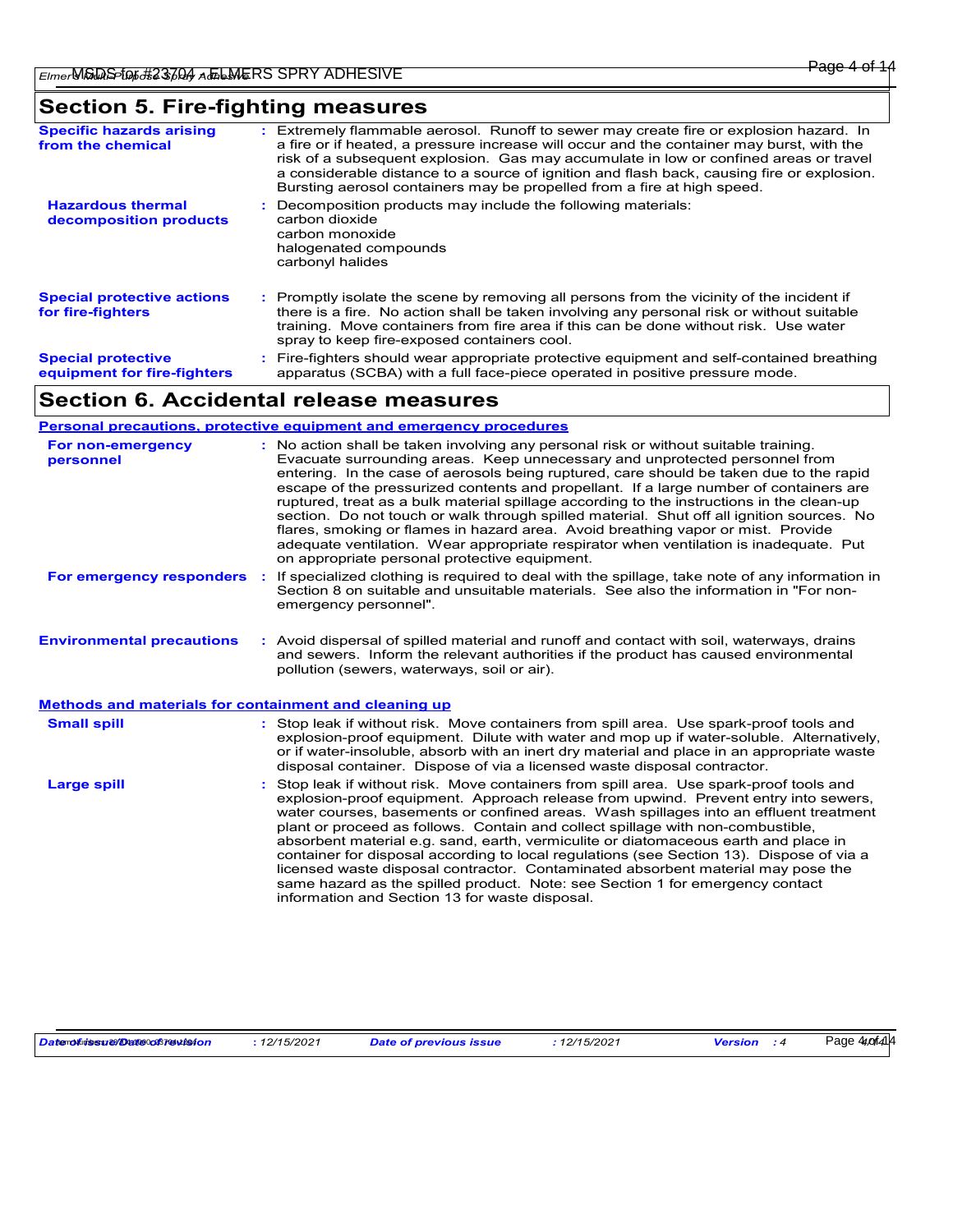## Section 5. Fire-fighting measures

**Specific hazards arising from the chemical** : Extremely flammable aerosol. Runoff to sewer may create fire or explosion hazard. In a fire or if heated, a pressure increase will occur and the container may burst, with the risk of a subsequent explosion. Gas may accumulate in low or confined areas or travel a considerable distance to a source of ignition and flash back, causing fire or explosion. Bursting aerosol containers may be propelled from a fire at high speed.

**Hazardous thermal decomposition products** : Decomposition products may include the following materials:
carbon dioxide
carbon monoxide
halogenated compounds
carbonyl halides

**Special protective actions for fire-fighters** : Promptly isolate the scene by removing all persons from the vicinity of the incident if there is a fire. No action shall be taken involving any personal risk or without suitable training. Move containers from fire area if this can be done without risk. Use water spray to keep fire-exposed containers cool.

**Special protective equipment for fire-fighters** : Fire-fighters should wear appropriate protective equipment and self-contained breathing apparatus (SCBA) with a full face-piece operated in positive pressure mode.

## Section 6. Accidental release measures

### Personal precautions, protective equipment and emergency procedures

**For non-emergency personnel** : No action shall be taken involving any personal risk or without suitable training. Evacuate surrounding areas. Keep unnecessary and unprotected personnel from entering. In the case of aerosols being ruptured, care should be taken due to the rapid escape of the pressurized contents and propellant. If a large number of containers are ruptured, treat as a bulk material spillage according to the instructions in the clean-up section. Do not touch or walk through spilled material. Shut off all ignition sources. No flares, smoking or flames in hazard area. Avoid breathing vapor or mist. Provide adequate ventilation. Wear appropriate respirator when ventilation is inadequate. Put on appropriate personal protective equipment.

**For emergency responders** : If specialized clothing is required to deal with the spillage, take note of any information in Section 8 on suitable and unsuitable materials. See also the information in "For non-emergency personnel".

**Environmental precautions** : Avoid dispersal of spilled material and runoff and contact with soil, waterways, drains and sewers. Inform the relevant authorities if the product has caused environmental pollution (sewers, waterways, soil or air).

### Methods and materials for containment and cleaning up

**Small spill** : Stop leak if without risk. Move containers from spill area. Use spark-proof tools and explosion-proof equipment. Dilute with water and mop up if water-soluble. Alternatively, or if water-insoluble, absorb with an inert dry material and place in an appropriate waste disposal container. Dispose of via a licensed waste disposal contractor.

**Large spill** : Stop leak if without risk. Move containers from spill area. Use spark-proof tools and explosion-proof equipment. Approach release from upwind. Prevent entry into sewers, water courses, basements or confined areas. Wash spillages into an effluent treatment plant or proceed as follows. Contain and collect spillage with non-combustible, absorbent material e.g. sand, earth, vermiculite or diatomaceous earth and place in container for disposal according to local regulations (see Section 13). Dispose of via a licensed waste disposal contractor. Contaminated absorbent material may pose the same hazard as the spilled product. Note: see Section 1 for emergency contact information and Section 13 for waste disposal.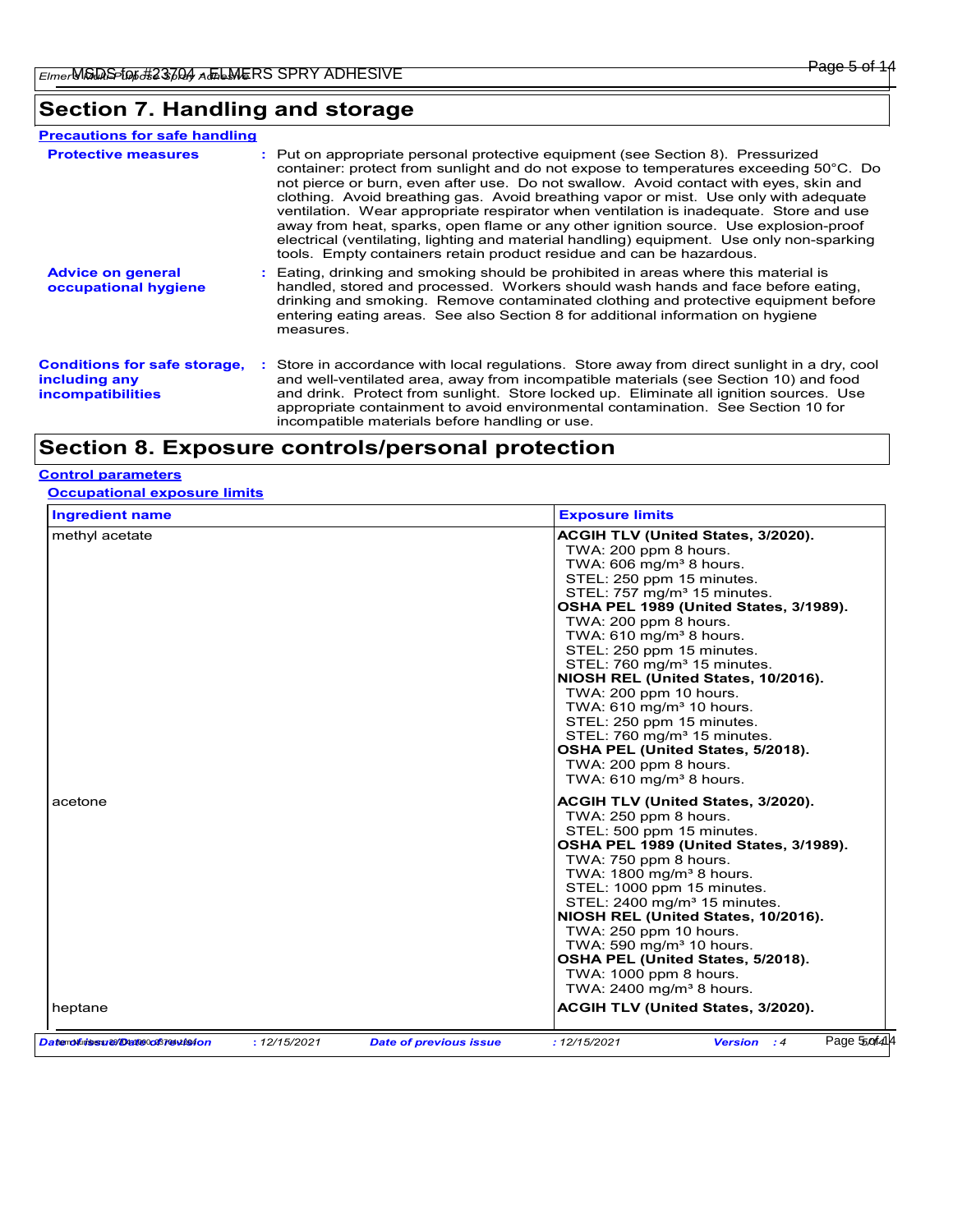## Section 7. Handling and storage

### Precautions for safe handling

**Protective measures** : Put on appropriate personal protective equipment (see Section 8). Pressurized container: protect from sunlight and do not expose to temperatures exceeding 50°C. Do not pierce or burn, even after use. Do not swallow. Avoid contact with eyes, skin and clothing. Avoid breathing gas. Avoid breathing vapor or mist. Use only with adequate ventilation. Wear appropriate respirator when ventilation is inadequate. Store and use away from heat, sparks, open flame or any other ignition source. Use explosion-proof electrical (ventilating, lighting and material handling) equipment. Use only non-sparking tools. Empty containers retain product residue and can be hazardous.

**Advice on general occupational hygiene** : Eating, drinking and smoking should be prohibited in areas where this material is handled, stored and processed. Workers should wash hands and face before eating, drinking and smoking. Remove contaminated clothing and protective equipment before entering eating areas. See also Section 8 for additional information on hygiene measures.

**Conditions for safe storage, including any incompatibilities** : Store in accordance with local regulations. Store away from direct sunlight in a dry, cool and well-ventilated area, away from incompatible materials (see Section 10) and food and drink. Protect from sunlight. Store locked up. Eliminate all ignition sources. Use appropriate containment to avoid environmental contamination. See Section 10 for incompatible materials before handling or use.

## Section 8. Exposure controls/personal protection

### Control parameters

#### Occupational exposure limits

| Ingredient name | Exposure limits |
|---|---|
| methyl acetate | **ACGIH TLV (United States, 3/2020).**<br>TWA: 200 ppm 8 hours.<br>TWA: 606 mg/m³ 8 hours.<br>STEL: 250 ppm 15 minutes.<br>STEL: 757 mg/m³ 15 minutes.<br>**OSHA PEL 1989 (United States, 3/1989).**<br>TWA: 200 ppm 8 hours.<br>TWA: 610 mg/m³ 8 hours.<br>STEL: 250 ppm 15 minutes.<br>STEL: 760 mg/m³ 15 minutes.<br>**NIOSH REL (United States, 10/2016).**<br>TWA: 200 ppm 10 hours.<br>TWA: 610 mg/m³ 10 hours.<br>STEL: 250 ppm 15 minutes.<br>STEL: 760 mg/m³ 15 minutes.<br>**OSHA PEL (United States, 5/2018).**<br>TWA: 200 ppm 8 hours.<br>TWA: 610 mg/m³ 8 hours. |
| acetone | **ACGIH TLV (United States, 3/2020).**<br>TWA: 250 ppm 8 hours.<br>STEL: 500 ppm 15 minutes.<br>**OSHA PEL 1989 (United States, 3/1989).**<br>TWA: 750 ppm 8 hours.<br>TWA: 1800 mg/m³ 8 hours.<br>STEL: 1000 ppm 15 minutes.<br>STEL: 2400 mg/m³ 15 minutes.<br>**NIOSH REL (United States, 10/2016).**<br>TWA: 250 ppm 10 hours.<br>TWA: 590 mg/m³ 10 hours.<br>**OSHA PEL (United States, 5/2018).**<br>TWA: 1000 ppm 8 hours.<br>TWA: 2400 mg/m³ 8 hours. |
| heptane | **ACGIH TLV (United States, 3/2020).** |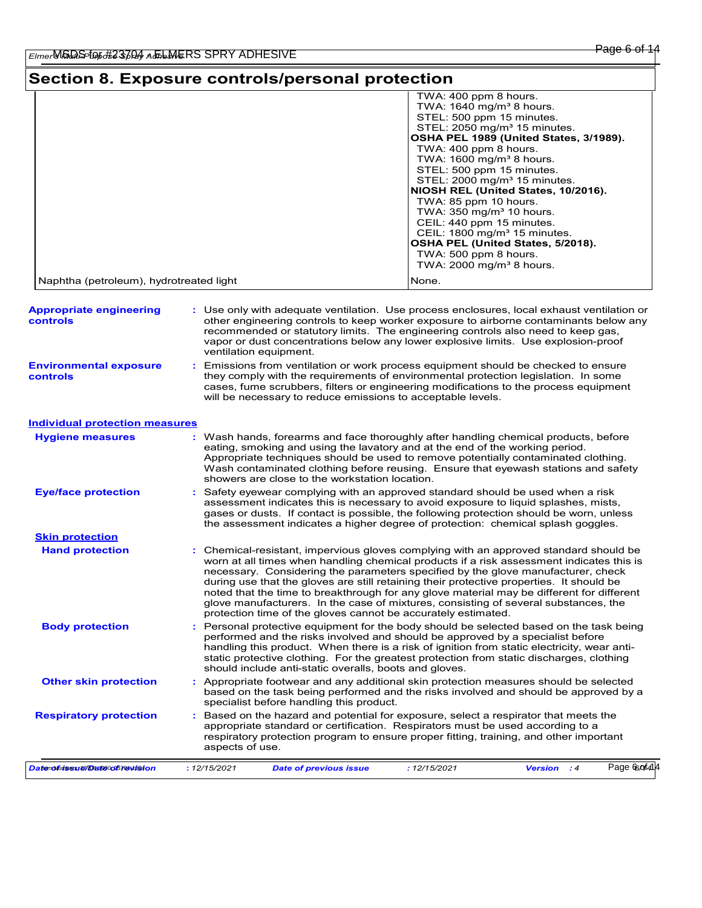## Section 8. Exposure controls/personal protection

| | |
|---|---|
| | TWA: 400 ppm 8 hours.<br>TWA: 1640 mg/m³ 8 hours.<br>STEL: 500 ppm 15 minutes.<br>STEL: 2050 mg/m³ 15 minutes.<br>**OSHA PEL 1989 (United States, 3/1989).**<br>TWA: 400 ppm 8 hours.<br>TWA: 1600 mg/m³ 8 hours.<br>STEL: 500 ppm 15 minutes.<br>STEL: 2000 mg/m³ 15 minutes.<br>**NIOSH REL (United States, 10/2016).**<br>TWA: 85 ppm 10 hours.<br>TWA: 350 mg/m³ 10 hours.<br>CEIL: 440 ppm 15 minutes.<br>CEIL: 1800 mg/m³ 15 minutes.<br>**OSHA PEL (United States, 5/2018).**<br>TWA: 500 ppm 8 hours.<br>TWA: 2000 mg/m³ 8 hours. |
| Naphtha (petroleum), hydrotreated light | None. |

**Appropriate engineering controls** : Use only with adequate ventilation. Use process enclosures, local exhaust ventilation or other engineering controls to keep worker exposure to airborne contaminants below any recommended or statutory limits. The engineering controls also need to keep gas, vapor or dust concentrations below any lower explosive limits. Use explosion-proof ventilation equipment.

**Environmental exposure controls** : Emissions from ventilation or work process equipment should be checked to ensure they comply with the requirements of environmental protection legislation. In some cases, fume scrubbers, filters or engineering modifications to the process equipment will be necessary to reduce emissions to acceptable levels.

### Individual protection measures

**Hygiene measures** : Wash hands, forearms and face thoroughly after handling chemical products, before eating, smoking and using the lavatory and at the end of the working period. Appropriate techniques should be used to remove potentially contaminated clothing. Wash contaminated clothing before reusing. Ensure that eyewash stations and safety showers are close to the workstation location.

**Eye/face protection** : Safety eyewear complying with an approved standard should be used when a risk assessment indicates this is necessary to avoid exposure to liquid splashes, mists, gases or dusts. If contact is possible, the following protection should be worn, unless the assessment indicates a higher degree of protection: chemical splash goggles.

#### Skin protection

**Hand protection** : Chemical-resistant, impervious gloves complying with an approved standard should be worn at all times when handling chemical products if a risk assessment indicates this is necessary. Considering the parameters specified by the glove manufacturer, check during use that the gloves are still retaining their protective properties. It should be noted that the time to breakthrough for any glove material may be different for different glove manufacturers. In the case of mixtures, consisting of several substances, the protection time of the gloves cannot be accurately estimated.

**Body protection** : Personal protective equipment for the body should be selected based on the task being performed and the risks involved and should be approved by a specialist before handling this product. When there is a risk of ignition from static electricity, wear anti-static protective clothing. For the greatest protection from static discharges, clothing should include anti-static overalls, boots and gloves.

**Other skin protection** : Appropriate footwear and any additional skin protection measures should be selected based on the task being performed and the risks involved and should be approved by a specialist before handling this product.

**Respiratory protection** : Based on the hazard and potential for exposure, select a respirator that meets the appropriate standard or certification. Respirators must be used according to a respiratory protection program to ensure proper fitting, training, and other important aspects of use.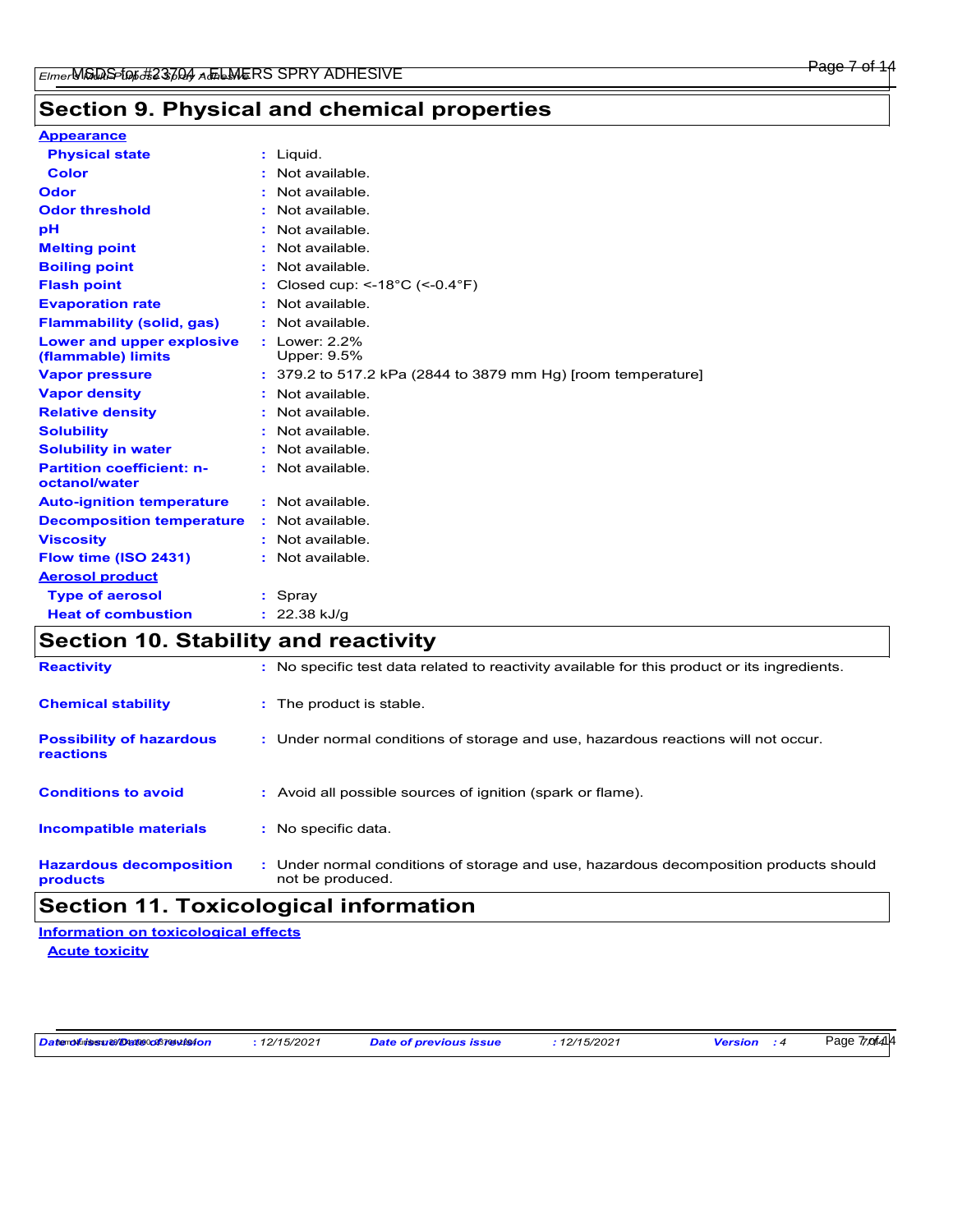## Section 9. Physical and chemical properties

**Appearance**

| | |
|---|---|
| **Physical state** | Liquid. |
| **Color** | Not available. |
| **Odor** | Not available. |
| **Odor threshold** | Not available. |
| **pH** | Not available. |
| **Melting point** | Not available. |
| **Boiling point** | Not available. |
| **Flash point** | Closed cup: <-18°C (<-0.4°F) |
| **Evaporation rate** | Not available. |
| **Flammability (solid, gas)** | Not available. |
| **Lower and upper explosive (flammable) limits** | Lower: 2.2%<br>Upper: 9.5% |
| **Vapor pressure** | 379.2 to 517.2 kPa (2844 to 3879 mm Hg) [room temperature] |
| **Vapor density** | Not available. |
| **Relative density** | Not available. |
| **Solubility** | Not available. |
| **Solubility in water** | Not available. |
| **Partition coefficient: n-octanol/water** | Not available. |
| **Auto-ignition temperature** | Not available. |
| **Decomposition temperature** | Not available. |
| **Viscosity** | Not available. |
| **Flow time (ISO 2431)** | Not available. |

**Aerosol product**

| | |
|---|---|
| **Type of aerosol** | Spray |
| **Heat of combustion** | 22.38 kJ/g |

## Section 10. Stability and reactivity

| | |
|---|---|
| **Reactivity** | No specific test data related to reactivity available for this product or its ingredients. |
| **Chemical stability** | The product is stable. |
| **Possibility of hazardous reactions** | Under normal conditions of storage and use, hazardous reactions will not occur. |
| **Conditions to avoid** | Avoid all possible sources of ignition (spark or flame). |
| **Incompatible materials** | No specific data. |
| **Hazardous decomposition products** | Under normal conditions of storage and use, hazardous decomposition products should not be produced. |

## Section 11. Toxicological information

**Information on toxicological effects**

**Acute toxicity**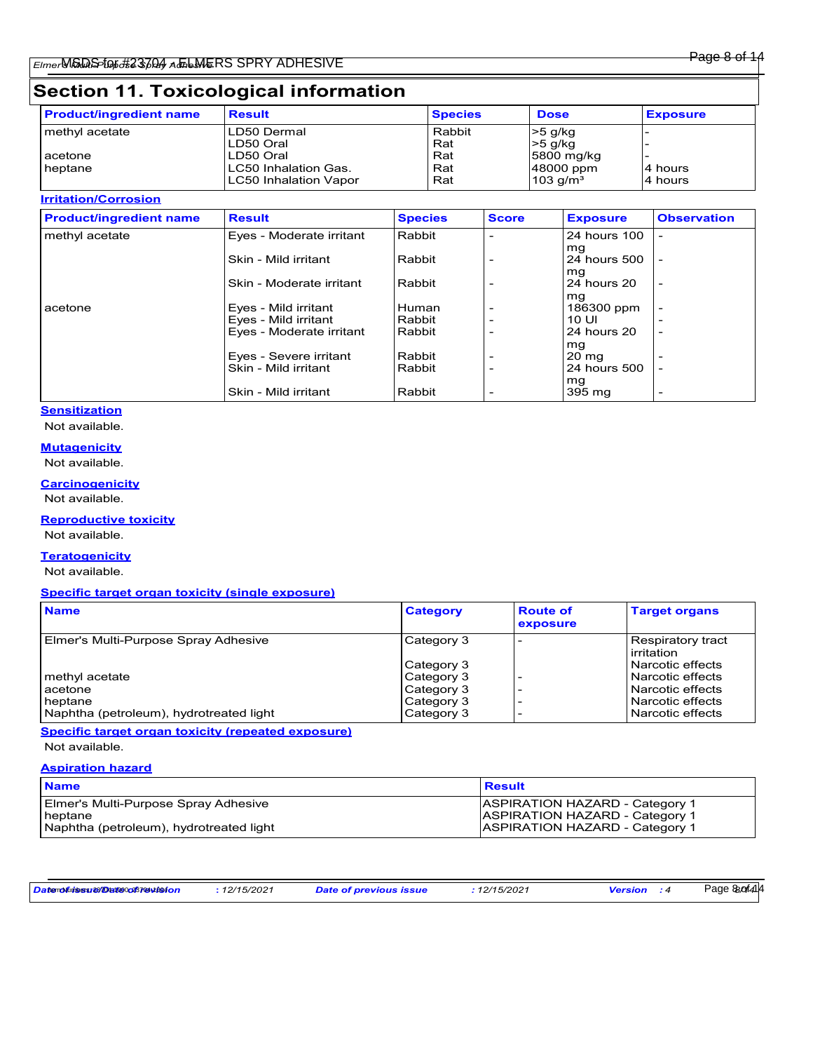## Section 11. Toxicological information

| Product/ingredient name | Result | Species | Dose | Exposure |
|---|---|---|---|---|
| methyl acetate | LD50 Dermal | Rabbit | >5 g/kg | - |
| | LD50 Oral | Rat | >5 g/kg | - |
| acetone | LD50 Oral | Rat | 5800 mg/kg | - |
| heptane | LC50 Inhalation Gas. | Rat | 48000 ppm | 4 hours |
| | LC50 Inhalation Vapor | Rat | 103 g/m³ | 4 hours |

### Irritation/Corrosion

| Product/ingredient name | Result | Species | Score | Exposure | Observation |
|---|---|---|---|---|---|
| methyl acetate | Eyes - Moderate irritant | Rabbit | - | 24 hours 100 mg | - |
| | Skin - Mild irritant | Rabbit | - | 24 hours 500 mg | - |
| | Skin - Moderate irritant | Rabbit | - | 24 hours 20 mg | - |
| acetone | Eyes - Mild irritant | Human | - | 186300 ppm | - |
| | Eyes - Mild irritant | Rabbit | - | 10 UI | - |
| | Eyes - Moderate irritant | Rabbit | - | 24 hours 20 mg | - |
| | Eyes - Severe irritant | Rabbit | - | 20 mg | - |
| | Skin - Mild irritant | Rabbit | - | 24 hours 500 mg | - |
| | Skin - Mild irritant | Rabbit | - | 395 mg | - |

### Sensitization

Not available.

### Mutagenicity

Not available.

### Carcinogenicity

Not available.

### Reproductive toxicity

Not available.

### Teratogenicity

Not available.

### Specific target organ toxicity (single exposure)

| Name | Category | Route of exposure | Target organs |
|---|---|---|---|
| Elmer's Multi-Purpose Spray Adhesive | Category 3 | - | Respiratory tract irritation |
| | Category 3 | | Narcotic effects |
| methyl acetate | Category 3 | - | Narcotic effects |
| acetone | Category 3 | - | Narcotic effects |
| heptane | Category 3 | - | Narcotic effects |
| Naphtha (petroleum), hydrotreated light | Category 3 | - | Narcotic effects |

### Specific target organ toxicity (repeated exposure)

Not available.

### Aspiration hazard

| Name | Result |
|---|---|
| Elmer's Multi-Purpose Spray Adhesive | ASPIRATION HAZARD - Category 1 |
| heptane | ASPIRATION HAZARD - Category 1 |
| Naphtha (petroleum), hydrotreated light | ASPIRATION HAZARD - Category 1 |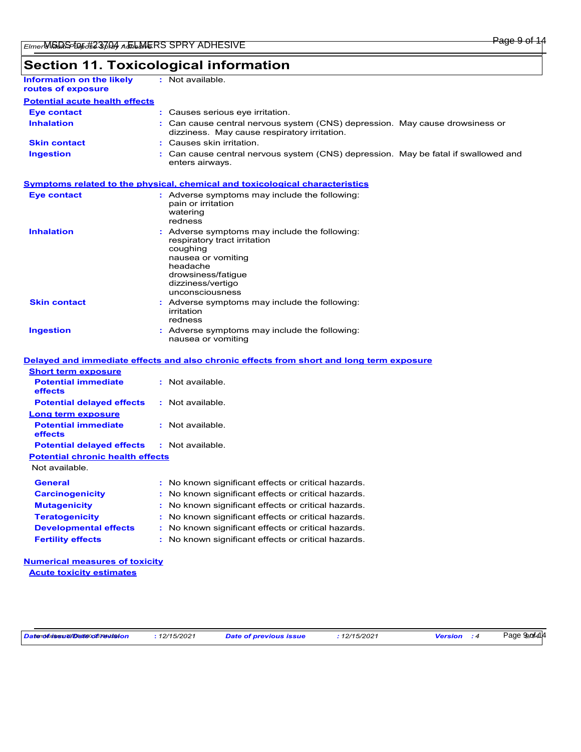## Section 11. Toxicological information

**Information on the likely routes of exposure** : Not available.

**Potential acute health effects**

| | |
|---|---|
| **Eye contact** | : Causes serious eye irritation. |
| **Inhalation** | : Can cause central nervous system (CNS) depression. May cause drowsiness or dizziness. May cause respiratory irritation. |
| **Skin contact** | : Causes skin irritation. |
| **Ingestion** | : Can cause central nervous system (CNS) depression. May be fatal if swallowed and enters airways. |

**Symptoms related to the physical, chemical and toxicological characteristics**

| | |
|---|---|
| **Eye contact** | : Adverse symptoms may include the following: pain or irritation, watering, redness |
| **Inhalation** | : Adverse symptoms may include the following: respiratory tract irritation, coughing, nausea or vomiting, headache, drowsiness/fatigue, dizziness/vertigo, unconsciousness |
| **Skin contact** | : Adverse symptoms may include the following: irritation, redness |
| **Ingestion** | : Adverse symptoms may include the following: nausea or vomiting |

**Delayed and immediate effects and also chronic effects from short and long term exposure**

**Short term exposure**

| | |
|---|---|
| **Potential immediate effects** | : Not available. |
| **Potential delayed effects** | : Not available. |

**Long term exposure**

| | |
|---|---|
| **Potential immediate effects** | : Not available. |
| **Potential delayed effects** | : Not available. |

**Potential chronic health effects**

Not available.

| | |
|---|---|
| **General** | : No known significant effects or critical hazards. |
| **Carcinogenicity** | : No known significant effects or critical hazards. |
| **Mutagenicity** | : No known significant effects or critical hazards. |
| **Teratogenicity** | : No known significant effects or critical hazards. |
| **Developmental effects** | : No known significant effects or critical hazards. |
| **Fertility effects** | : No known significant effects or critical hazards. |

**Numerical measures of toxicity**

**Acute toxicity estimates**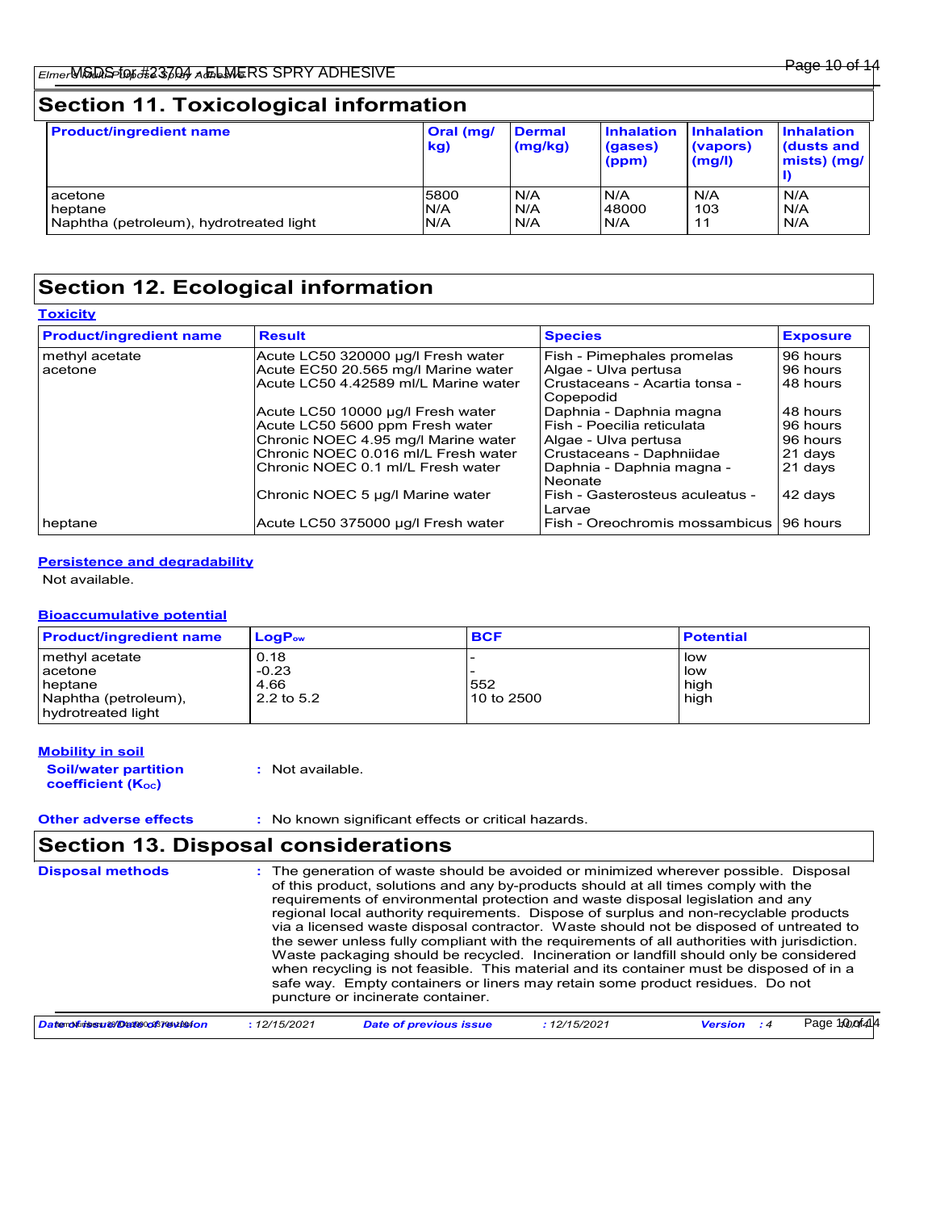## Section 11. Toxicological information

| Product/ingredient name | Oral (mg/kg) | Dermal (mg/kg) | Inhalation (gases) (ppm) | Inhalation (vapors) (mg/l) | Inhalation (dusts and mists) (mg/l) |
|---|---|---|---|---|---|
| acetone | 5800 | N/A | N/A | N/A | N/A |
| heptane | N/A | N/A | 48000 | 103 | N/A |
| Naphtha (petroleum), hydrotreated light | N/A | N/A | N/A | 11 | N/A |

## Section 12. Ecological information

### Toxicity

| Product/ingredient name | Result | Species | Exposure |
|---|---|---|---|
| methyl acetate | Acute LC50 320000 µg/l Fresh water | Fish - Pimephales promelas | 96 hours |
| acetone | Acute EC50 20.565 mg/l Marine water | Algae - Ulva pertusa | 96 hours |
| | Acute LC50 4.42589 ml/L Marine water | Crustaceans - Acartia tonsa - Copepodid | 48 hours |
| | Acute LC50 10000 µg/l Fresh water | Daphnia - Daphnia magna | 48 hours |
| | Acute LC50 5600 ppm Fresh water | Fish - Poecilia reticulata | 96 hours |
| | Chronic NOEC 4.95 mg/l Marine water | Algae - Ulva pertusa | 96 hours |
| | Chronic NOEC 0.016 ml/L Fresh water | Crustaceans - Daphniidae | 21 days |
| | Chronic NOEC 0.1 ml/L Fresh water | Daphnia - Daphnia magna - Neonate | 21 days |
| | Chronic NOEC 5 µg/l Marine water | Fish - Gasterosteus aculeatus - Larvae | 42 days |
| heptane | Acute LC50 375000 µg/l Fresh water | Fish - Oreochromis mossambicus | 96 hours |

### Persistence and degradability

Not available.

### Bioaccumulative potential

| Product/ingredient name | $LogP_{ow}$ | BCF | Potential |
|---|---|---|---|
| methyl acetate | 0.18 | - | low |
| acetone | -0.23 | - | low |
| heptane | 4.66 | 552 | high |
| Naphtha (petroleum), hydrotreated light | 2.2 to 5.2 | 10 to 2500 | high |

### Mobility in soil

**Soil/water partition coefficient ($K_{OC}$)** : Not available.

**Other adverse effects** : No known significant effects or critical hazards.

## Section 13. Disposal considerations

**Disposal methods** : The generation of waste should be avoided or minimized wherever possible. Disposal of this product, solutions and any by-products should at all times comply with the requirements of environmental protection and waste disposal legislation and any regional local authority requirements. Dispose of surplus and non-recyclable products via a licensed waste disposal contractor. Waste should not be disposed of untreated to the sewer unless fully compliant with the requirements of all authorities with jurisdiction. Waste packaging should be recycled. Incineration or landfill should only be considered when recycling is not feasible. This material and its container must be disposed of in a safe way. Empty containers or liners may retain some product residues. Do not puncture or incinerate container.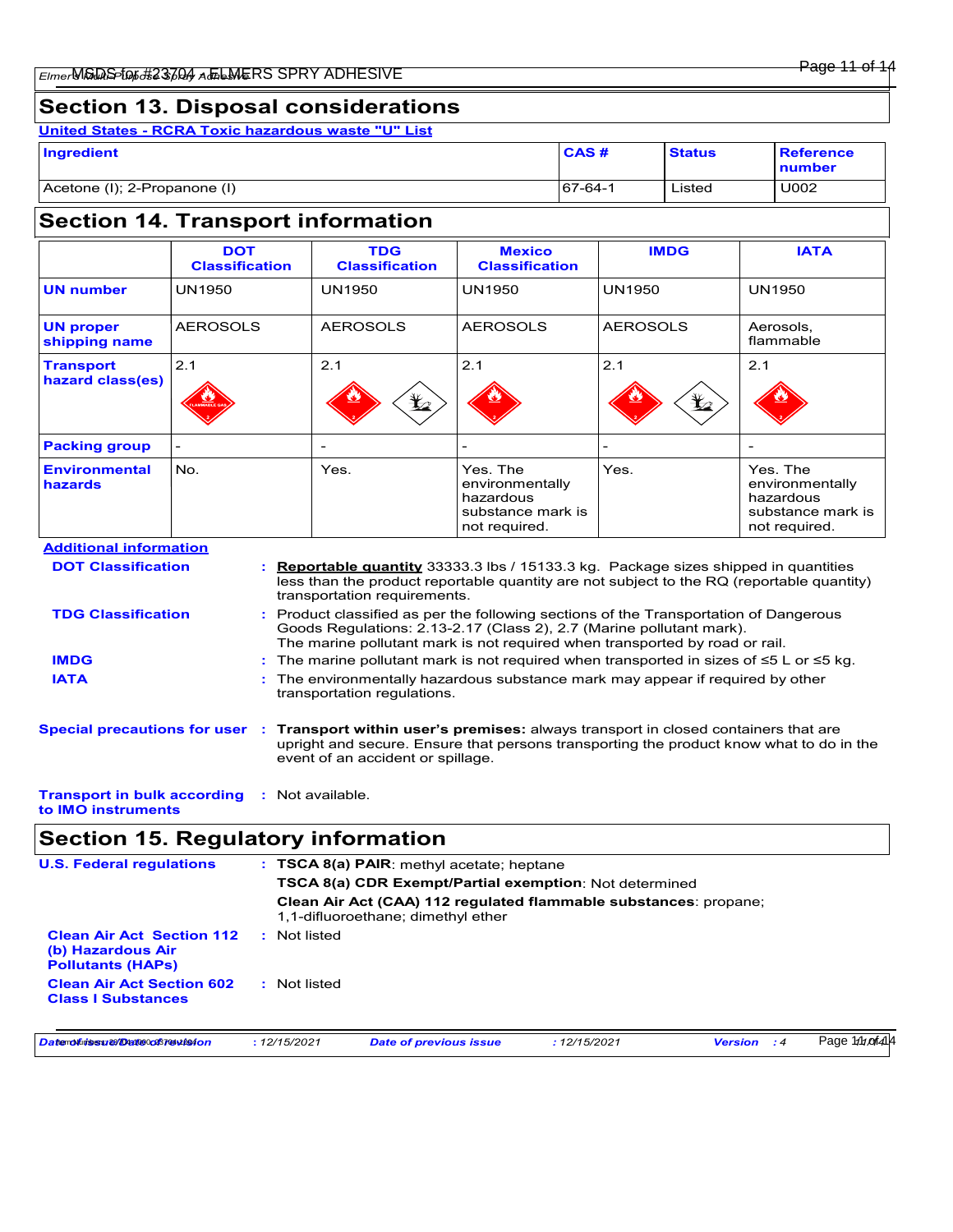## Section 13. Disposal considerations

**United States - RCRA Toxic hazardous waste "U" List**

| Ingredient | CAS # | Status | Reference number |
|---|---|---|---|
| Acetone (I); 2-Propanone (I) | 67-64-1 | Listed | U002 |

## Section 14. Transport information

| | DOT Classification | TDG Classification | Mexico Classification | IMDG | IATA |
|---|---|---|---|---|---|
| **UN number** | UN1950 | UN1950 | UN1950 | UN1950 | UN1950 |
| **UN proper shipping name** | AEROSOLS | AEROSOLS | AEROSOLS | AEROSOLS | Aerosols, flammable |
| **Transport hazard class(es)** | 2.1 | 2.1 | 2.1 | 2.1 | 2.1 |
| **Packing group** | - | - | - | - | - |
| **Environmental hazards** | No. | Yes. | Yes. The environmentally hazardous substance mark is not required. | Yes. | Yes. The environmentally hazardous substance mark is not required. |

**Additional information**

**DOT Classification** : **Reportable quantity** 33333.3 lbs / 15133.3 kg. Package sizes shipped in quantities less than the product reportable quantity are not subject to the RQ (reportable quantity) transportation requirements.

**TDG Classification** : Product classified as per the following sections of the Transportation of Dangerous Goods Regulations: 2.13-2.17 (Class 2), 2.7 (Marine pollutant mark).
The marine pollutant mark is not required when transported by road or rail.

**IMDG** : The marine pollutant mark is not required when transported in sizes of ≤5 L or ≤5 kg.

**IATA** : The environmentally hazardous substance mark may appear if required by other transportation regulations.

**Special precautions for user** : **Transport within user's premises:** always transport in closed containers that are upright and secure. Ensure that persons transporting the product know what to do in the event of an accident or spillage.

**Transport in bulk according to IMO instruments** : Not available.

## Section 15. Regulatory information

**U.S. Federal regulations** : **TSCA 8(a) PAIR**: methyl acetate; heptane

**TSCA 8(a) CDR Exempt/Partial exemption**: Not determined

**Clean Air Act (CAA) 112 regulated flammable substances**: propane; 1,1-difluoroethane; dimethyl ether

**Clean Air Act Section 112 (b) Hazardous Air Pollutants (HAPs)** : Not listed

**Clean Air Act Section 602 Class I Substances** : Not listed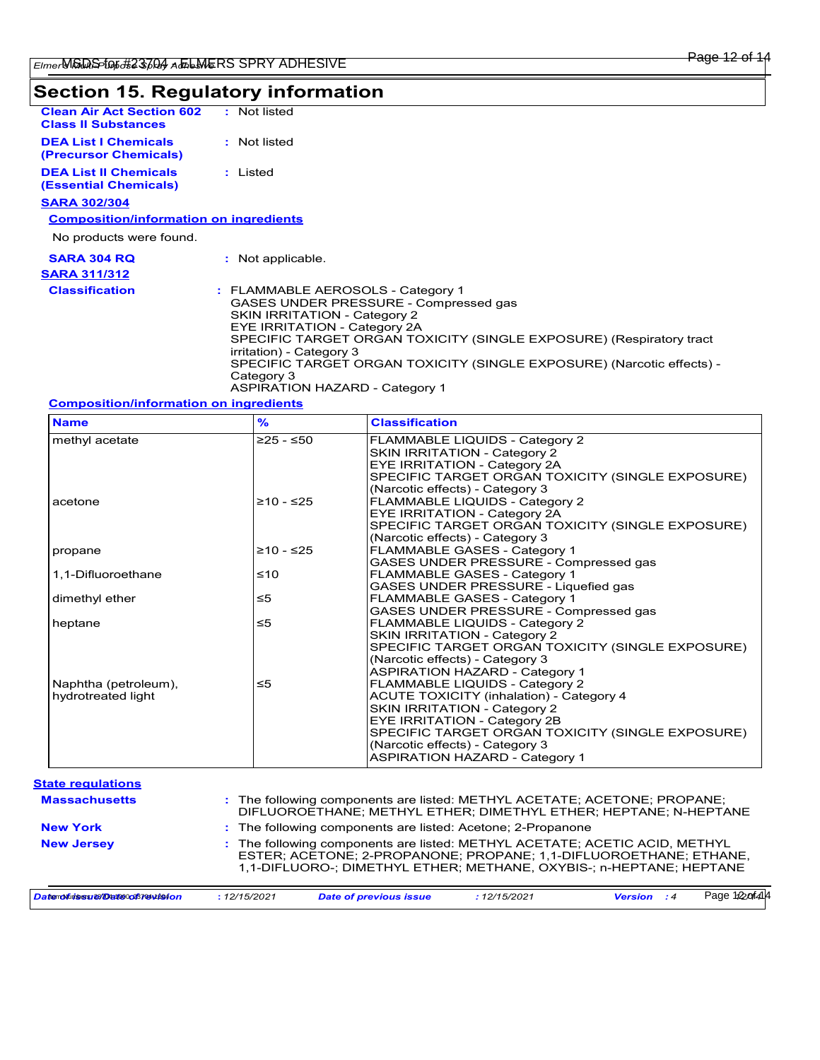## Section 15. Regulatory information

**Clean Air Act Section 602 Class II Substances** : Not listed

**DEA List I Chemicals (Precursor Chemicals)** : Not listed

**DEA List II Chemicals (Essential Chemicals)** : Listed

**SARA 302/304**

**Composition/information on ingredients**

No products were found.

**SARA 304 RQ** : Not applicable.

**SARA 311/312**

**Classification** : FLAMMABLE AEROSOLS - Category 1
GASES UNDER PRESSURE - Compressed gas
SKIN IRRITATION - Category 2
EYE IRRITATION - Category 2A
SPECIFIC TARGET ORGAN TOXICITY (SINGLE EXPOSURE) (Respiratory tract irritation) - Category 3
SPECIFIC TARGET ORGAN TOXICITY (SINGLE EXPOSURE) (Narcotic effects) - Category 3
ASPIRATION HAZARD - Category 1

**Composition/information on ingredients**

| Name | % | Classification |
|---|---|---|
| methyl acetate | ≥25 - ≤50 | FLAMMABLE LIQUIDS - Category 2<br>SKIN IRRITATION - Category 2<br>EYE IRRITATION - Category 2A<br>SPECIFIC TARGET ORGAN TOXICITY (SINGLE EXPOSURE) (Narcotic effects) - Category 3 |
| acetone | ≥10 - ≤25 | FLAMMABLE LIQUIDS - Category 2<br>EYE IRRITATION - Category 2A<br>SPECIFIC TARGET ORGAN TOXICITY (SINGLE EXPOSURE) (Narcotic effects) - Category 3 |
| propane | ≥10 - ≤25 | FLAMMABLE GASES - Category 1<br>GASES UNDER PRESSURE - Compressed gas |
| 1,1-Difluoroethane | ≤10 | FLAMMABLE GASES - Category 1<br>GASES UNDER PRESSURE - Liquefied gas |
| dimethyl ether | ≤5 | FLAMMABLE GASES - Category 1<br>GASES UNDER PRESSURE - Compressed gas |
| heptane | ≤5 | FLAMMABLE LIQUIDS - Category 2<br>SKIN IRRITATION - Category 2<br>SPECIFIC TARGET ORGAN TOXICITY (SINGLE EXPOSURE) (Narcotic effects) - Category 3<br>ASPIRATION HAZARD - Category 1 |
| Naphtha (petroleum), hydrotreated light | ≤5 | FLAMMABLE LIQUIDS - Category 2<br>ACUTE TOXICITY (inhalation) - Category 4<br>SKIN IRRITATION - Category 2<br>EYE IRRITATION - Category 2B<br>SPECIFIC TARGET ORGAN TOXICITY (SINGLE EXPOSURE) (Narcotic effects) - Category 3<br>ASPIRATION HAZARD - Category 1 |

**State regulations**

**Massachusetts** : The following components are listed: METHYL ACETATE; ACETONE; PROPANE; DIFLUOROETHANE; METHYL ETHER; DIMETHYL ETHER; HEPTANE; N-HEPTANE

**New York** : The following components are listed: Acetone; 2-Propanone

**New Jersey** : The following components are listed: METHYL ACETATE; ACETIC ACID, METHYL ESTER; ACETONE; 2-PROPANONE; PROPANE; 1,1-DIFLUOROETHANE; ETHANE, 1,1-DIFLUORO-; DIMETHYL ETHER; METHANE, OXYBIS-; n-HEPTANE; HEPTANE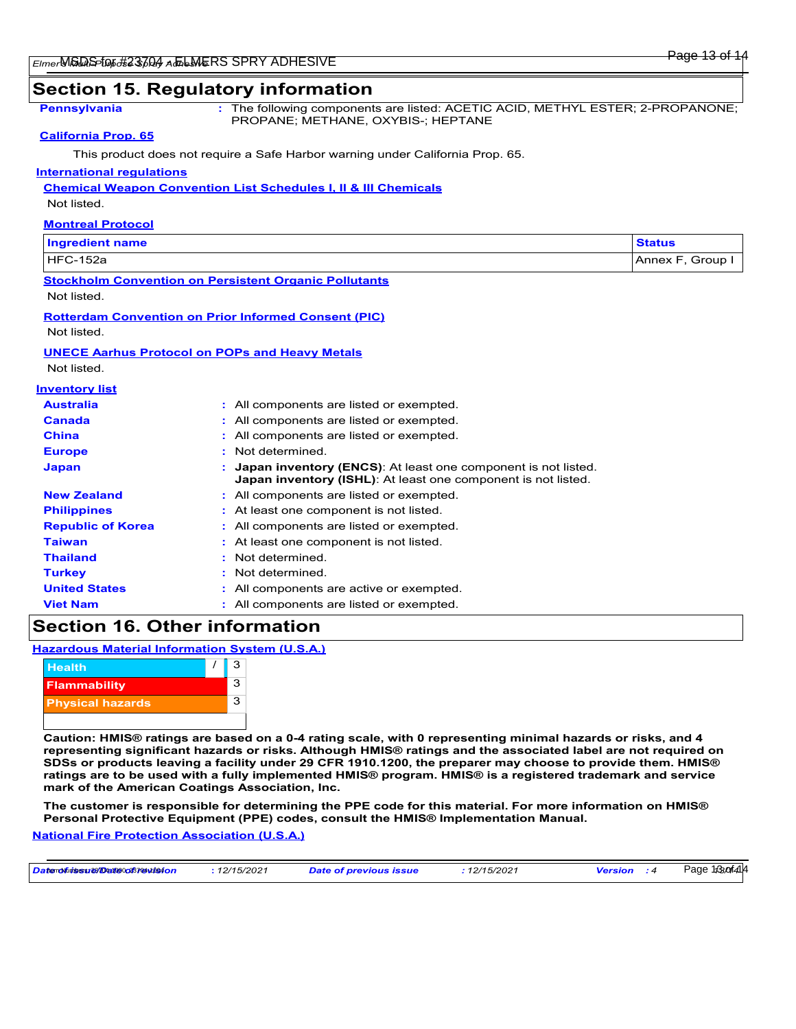## Section 15. Regulatory information

**Pennsylvania** : The following components are listed: ACETIC ACID, METHYL ESTER; 2-PROPANONE; PROPANE; METHANE, OXYBIS-; HEPTANE

**California Prop. 65**

This product does not require a Safe Harbor warning under California Prop. 65.

**International regulations**

**Chemical Weapon Convention List Schedules I, II & III Chemicals**

Not listed.

**Montreal Protocol**

| Ingredient name | Status |
|---|---|
| HFC-152a | Annex F, Group I |

**Stockholm Convention on Persistent Organic Pollutants**

Not listed.

**Rotterdam Convention on Prior Informed Consent (PIC)**

Not listed.

**UNECE Aarhus Protocol on POPs and Heavy Metals**

Not listed.

**Inventory list**

| | |
|---|---|
| **Australia** | : All components are listed or exempted. |
| **Canada** | : All components are listed or exempted. |
| **China** | : All components are listed or exempted. |
| **Europe** | : Not determined. |
| **Japan** | : **Japan inventory (ENCS)**: At least one component is not listed.<br>**Japan inventory (ISHL)**: At least one component is not listed. |
| **New Zealand** | : All components are listed or exempted. |
| **Philippines** | : At least one component is not listed. |
| **Republic of Korea** | : All components are listed or exempted. |
| **Taiwan** | : At least one component is not listed. |
| **Thailand** | : Not determined. |
| **Turkey** | : Not determined. |
| **United States** | : All components are active or exempted. |
| **Viet Nam** | : All components are listed or exempted. |

## Section 16. Other information

**Hazardous Material Information System (U.S.A.)**

| | | |
|---|---|---|
| Health | / | 3 |
| Flammability | | 3 |
| Physical hazards | | 3 |

**Caution: HMIS® ratings are based on a 0-4 rating scale, with 0 representing minimal hazards or risks, and 4 representing significant hazards or risks. Although HMIS® ratings and the associated label are not required on SDSs or products leaving a facility under 29 CFR 1910.1200, the preparer may choose to provide them. HMIS® ratings are to be used with a fully implemented HMIS® program. HMIS® is a registered trademark and service mark of the American Coatings Association, Inc.**

**The customer is responsible for determining the PPE code for this material. For more information on HMIS® Personal Protective Equipment (PPE) codes, consult the HMIS® Implementation Manual.**

**National Fire Protection Association (U.S.A.)**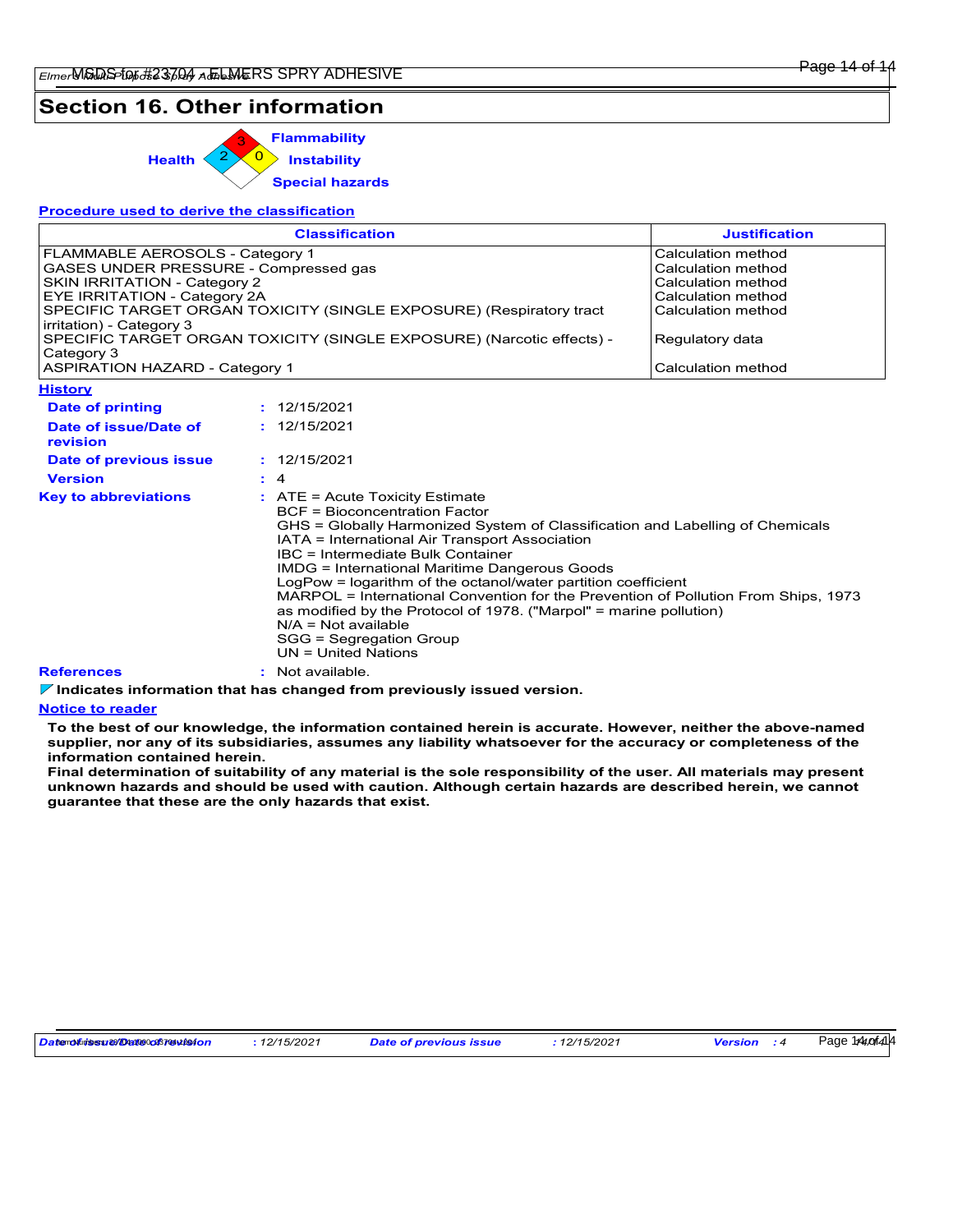## Section 16. Other information

Health 2 | Flammability 3 | Instability 0 | Special hazards

**Procedure used to derive the classification**

| Classification | Justification |
| --- | --- |
| FLAMMABLE AEROSOLS - Category 1 | Calculation method |
| GASES UNDER PRESSURE - Compressed gas | Calculation method |
| SKIN IRRITATION - Category 2 | Calculation method |
| EYE IRRITATION - Category 2A | Calculation method |
| SPECIFIC TARGET ORGAN TOXICITY (SINGLE EXPOSURE) (Respiratory tract irritation) - Category 3 | Calculation method |
| SPECIFIC TARGET ORGAN TOXICITY (SINGLE EXPOSURE) (Narcotic effects) - Category 3 | Regulatory data |
| ASPIRATION HAZARD - Category 1 | Calculation method |

**History**

**Date of printing** : 12/15/2021

**Date of issue/Date of revision** : 12/15/2021

**Date of previous issue** : 12/15/2021

**Version** : 4

**Key to abbreviations** : ATE = Acute Toxicity Estimate
BCF = Bioconcentration Factor
GHS = Globally Harmonized System of Classification and Labelling of Chemicals
IATA = International Air Transport Association
IBC = Intermediate Bulk Container
IMDG = International Maritime Dangerous Goods
LogPow = logarithm of the octanol/water partition coefficient
MARPOL = International Convention for the Prevention of Pollution From Ships, 1973 as modified by the Protocol of 1978. ("Marpol" = marine pollution)
N/A = Not available
SGG = Segregation Group
UN = United Nations

**References** : Not available.

**Indicates information that has changed from previously issued version.**

**Notice to reader**

**To the best of our knowledge, the information contained herein is accurate. However, neither the above-named supplier, nor any of its subsidiaries, assumes any liability whatsoever for the accuracy or completeness of the information contained herein.**
**Final determination of suitability of any material is the sole responsibility of the user. All materials may present unknown hazards and should be used with caution. Although certain hazards are described herein, we cannot guarantee that these are the only hazards that exist.**